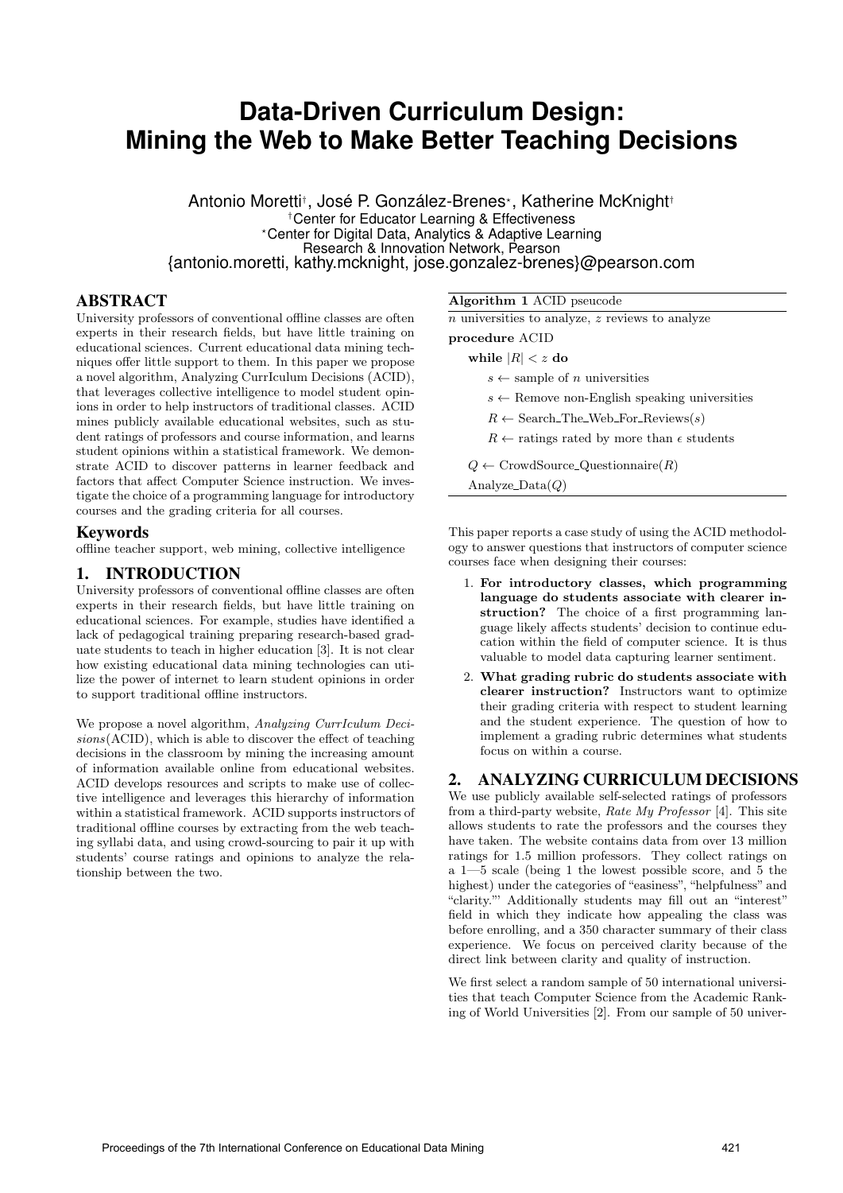# Data-Driven Curriculum Design: Mining the Web to Make Better Teaching Decisions

Antonio Moretti[†], José P. González-Brenes[⋆], Katherine McKnight[†]
[†]Center for Educator Learning & Effectiveness
[⋆]Center for Digital Data, Analytics & Adaptive Learning
Research & Innovation Network, Pearson
{antonio.moretti, kathy.mcknight, jose.gonzalez-brenes}@pearson.com

## ABSTRACT

University professors of conventional offline classes are often experts in their research fields, but have little training on educational sciences. Current educational data mining techniques offer little support to them. In this paper we propose a novel algorithm, Analyzing CurrIculum Decisions (ACID), that leverages collective intelligence to model student opinions in order to help instructors of traditional classes. ACID mines publicly available educational websites, such as student ratings of professors and course information, and learns student opinions within a statistical framework. We demonstrate ACID to discover patterns in learner feedback and factors that affect Computer Science instruction. We investigate the choice of a programming language for introductory courses and the grading criteria for all courses.

### Keywords

offline teacher support, web mining, collective intelligence

## 1. INTRODUCTION

University professors of conventional offline classes are often experts in their research fields, but have little training on educational sciences. For example, studies have identified a lack of pedagogical training preparing research-based graduate students to teach in higher education [3]. It is not clear how existing educational data mining technologies can utilize the power of internet to learn student opinions in order to support traditional offline instructors.

We propose a novel algorithm, *Analyzing CurrIculum Decisions*(ACID), which is able to discover the effect of teaching decisions in the classroom by mining the increasing amount of information available online from educational websites. ACID develops resources and scripts to make use of collective intelligence and leverages this hierarchy of information within a statistical framework. ACID supports instructors of traditional offline courses by extracting from the web teaching syllabi data, and using crowd-sourcing to pair it up with students' course ratings and opinions to analyze the relationship between the two.

**Algorithm 1** ACID pseudocode

$n$ universities to analyze, $z$ reviews to analyze

**procedure** ACID
- **while** $|R| < z$ **do**
  - $s \leftarrow$ sample of $n$ universities
  - $s \leftarrow$ Remove non-English speaking universities
  - $R \leftarrow$ Search_The_Web_For_Reviews($s$)
  - $R \leftarrow$ ratings rated by more than $\epsilon$ students
- $Q \leftarrow$ CrowdSource_Questionnaire($R$)
- Analyze_Data($Q$)

This paper reports a case study of using the ACID methodology to answer questions that instructors of computer science courses face when designing their courses:

1. **For introductory classes, which programming language do students associate with clearer instruction?** The choice of a first programming language likely affects students' decision to continue education within the field of computer science. It is thus valuable to model data capturing learner sentiment.
2. **What grading rubric do students associate with clearer instruction?** Instructors want to optimize their grading criteria with respect to student learning and the student experience. The question of how to implement a grading rubric determines what students focus on within a course.

## 2. ANALYZING CURRICULUM DECISIONS

We use publicly available self-selected ratings of professors from a third-party website, *Rate My Professor* [4]. This site allows students to rate the professors and the courses they have taken. The website contains data from over 13 million ratings for 1.5 million professors. They collect ratings on a 1—5 scale (being 1 the lowest possible score, and 5 the highest) under the categories of "easiness", "helpfulness" and "clarity."' Additionally students may fill out an "interest" field in which they indicate how appealing the class was before enrolling, and a 350 character summary of their class experience. We focus on perceived clarity because of the direct link between clarity and quality of instruction.

We first select a random sample of 50 international universities that teach Computer Science from the Academic Ranking of World Universities [2]. From our sample of 50 univer-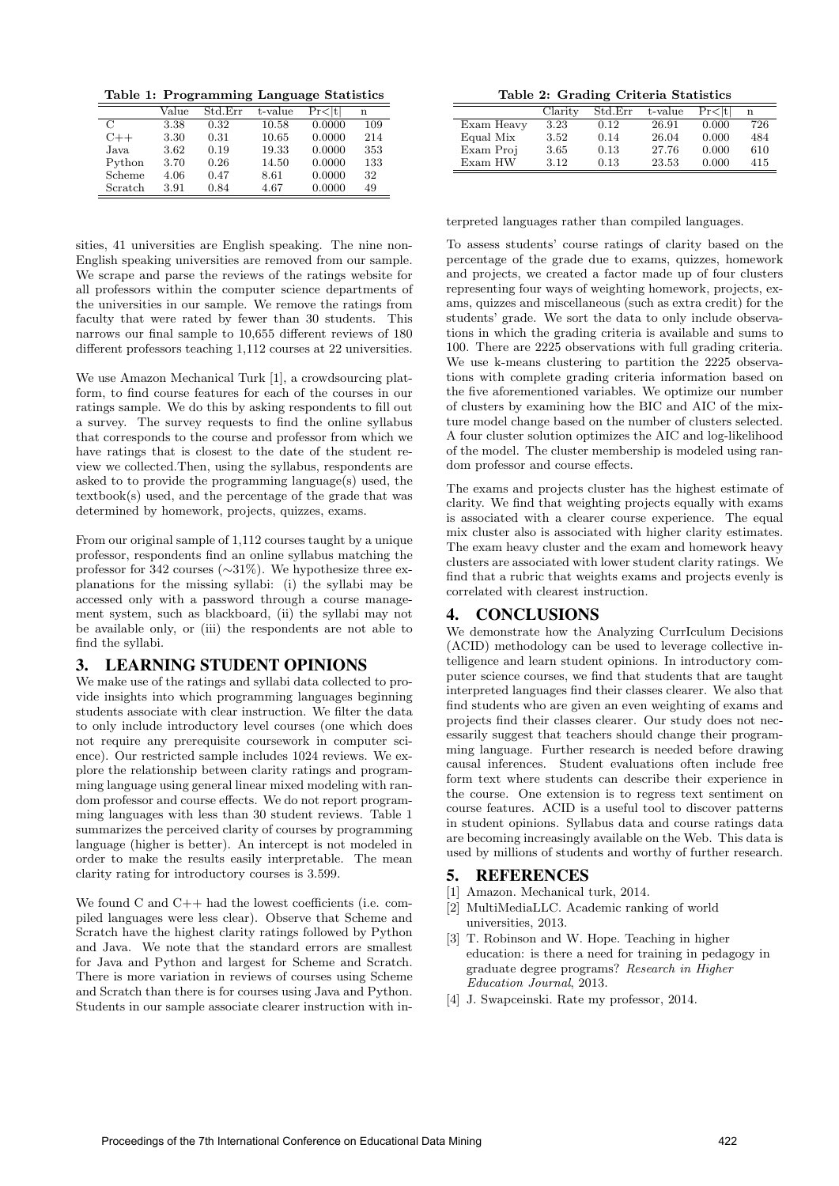**Table 1: Programming Language Statistics**

| | Value | Std.Err | t-value | Pr<\|t\| | n |
|---|---|---|---|---|---|
| C | 3.38 | 0.32 | 10.58 | 0.0000 | 109 |
| C++ | 3.30 | 0.31 | 10.65 | 0.0000 | 214 |
| Java | 3.62 | 0.19 | 19.33 | 0.0000 | 353 |
| Python | 3.70 | 0.26 | 14.50 | 0.0000 | 133 |
| Scheme | 4.06 | 0.47 | 8.61 | 0.0000 | 32 |
| Scratch | 3.91 | 0.84 | 4.67 | 0.0000 | 49 |

sities, 41 universities are English speaking. The nine non-English speaking universities are removed from our sample. We scrape and parse the reviews of the ratings website for all professors within the computer science departments of the universities in our sample. We remove the ratings from faculty that were rated by fewer than 30 students. This narrows our final sample to 10,655 different reviews of 180 different professors teaching 1,112 courses at 22 universities.

We use Amazon Mechanical Turk [1], a crowdsourcing platform, to find course features for each of the courses in our ratings sample. We do this by asking respondents to fill out a survey. The survey requests to find the online syllabus that corresponds to the course and professor from which we have ratings that is closest to the date of the student review we collected.Then, using the syllabus, respondents are asked to to provide the programming language(s) used, the textbook(s) used, and the percentage of the grade that was determined by homework, projects, quizzes, exams.

From our original sample of 1,112 courses taught by a unique professor, respondents find an online syllabus matching the professor for 342 courses (∼31%). We hypothesize three explanations for the missing syllabi: (i) the syllabi may be accessed only with a password through a course management system, such as blackboard, (ii) the syllabi may not be available only, or (iii) the respondents are not able to find the syllabi.

## 3. LEARNING STUDENT OPINIONS

We make use of the ratings and syllabi data collected to provide insights into which programming languages beginning students associate with clear instruction. We filter the data to only include introductory level courses (one which does not require any prerequisite coursework in computer science). Our restricted sample includes 1024 reviews. We explore the relationship between clarity ratings and programming language using general linear mixed modeling with random professor and course effects. We do not report programming languages with less than 30 student reviews. Table 1 summarizes the perceived clarity of courses by programming language (higher is better). An intercept is not modeled in order to make the results easily interpretable. The mean clarity rating for introductory courses is 3.599.

We found C and C++ had the lowest coefficients (i.e. compiled languages were less clear). Observe that Scheme and Scratch have the highest clarity ratings followed by Python and Java. We note that the standard errors are smallest for Java and Python and largest for Scheme and Scratch. There is more variation in reviews of courses using Scheme and Scratch than there is for courses using Java and Python. Students in our sample associate clearer instruction with interpreted languages rather than compiled languages.

**Table 2: Grading Criteria Statistics**

| | Clarity | Std.Err | t-value | Pr<\|t\| | n |
|---|---|---|---|---|---|
| Exam Heavy | 3.23 | 0.12 | 26.91 | 0.000 | 726 |
| Equal Mix | 3.52 | 0.14 | 26.04 | 0.000 | 484 |
| Exam Proj | 3.65 | 0.13 | 27.76 | 0.000 | 610 |
| Exam HW | 3.12 | 0.13 | 23.53 | 0.000 | 415 |

To assess students' course ratings of clarity based on the percentage of the grade due to exams, quizzes, homework and projects, we created a factor made up of four clusters representing four ways of weighting homework, projects, exams, quizzes and miscellaneous (such as extra credit) for the students' grade. We sort the data to only include observations in which the grading criteria is available and sums to 100. There are 2225 observations with full grading criteria. We use k-means clustering to partition the 2225 observations with complete grading criteria information based on the five aforementioned variables. We optimize our number of clusters by examining how the BIC and AIC of the mixture model change based on the number of clusters selected. A four cluster solution optimizes the AIC and log-likelihood of the model. The cluster membership is modeled using random professor and course effects.

The exams and projects cluster has the highest estimate of clarity. We find that weighting projects equally with exams is associated with a clearer course experience. The equal mix cluster also is associated with higher clarity estimates. The exam heavy cluster and the exam and homework heavy clusters are associated with lower student clarity ratings. We find that a rubric that weights exams and projects evenly is correlated with clearest instruction.

## 4. CONCLUSIONS

We demonstrate how the Analyzing CurrIculum Decisions (ACID) methodology can be used to leverage collective intelligence and learn student opinions. In introductory computer science courses, we find that students that are taught interpreted languages find their classes clearer. We also that find students who are given an even weighting of exams and projects find their classes clearer. Our study does not necessarily suggest that teachers should change their programming language. Further research is needed before drawing causal inferences. Student evaluations often include free form text where students can describe their experience in the course. One extension is to regress text sentiment on course features. ACID is a useful tool to discover patterns in student opinions. Syllabus data and course ratings data are becoming increasingly available on the Web. This data is used by millions of students and worthy of further research.

## 5. REFERENCES

[1] Amazon. Mechanical turk, 2014.

[2] MultiMediaLLC. Academic ranking of world universities, 2013.

[3] T. Robinson and W. Hope. Teaching in higher education: is there a need for training in pedagogy in graduate degree programs? *Research in Higher Education Journal*, 2013.

[4] J. Swapceinski. Rate my professor, 2014.